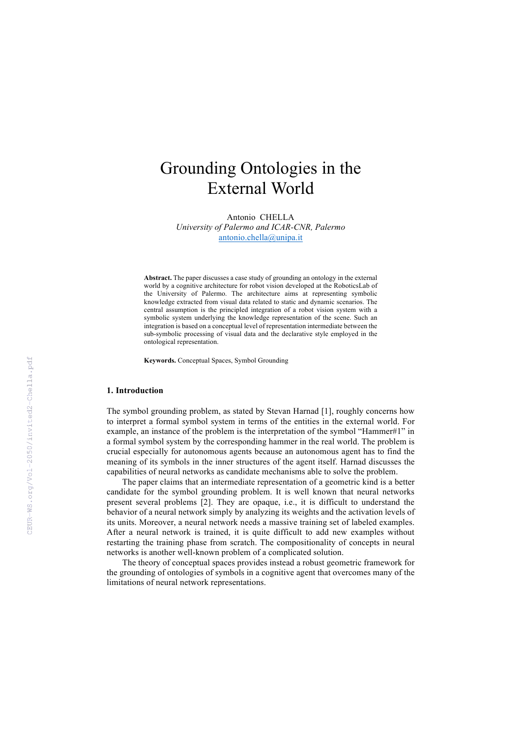# Grounding Ontologies in the External World

Antonio CHELLA
*University of Palermo and ICAR-CNR, Palermo*
antonio.chella@unipa.it

**Abstract.** The paper discusses a case study of grounding an ontology in the external world by a cognitive architecture for robot vision developed at the RoboticsLab of the University of Palermo. The architecture aims at representing symbolic knowledge extracted from visual data related to static and dynamic scenarios. The central assumption is the principled integration of a robot vision system with a symbolic system underlying the knowledge representation of the scene. Such an integration is based on a conceptual level of representation intermediate between the sub-symbolic processing of visual data and the declarative style employed in the ontological representation.

**Keywords.** Conceptual Spaces, Symbol Grounding

## 1. Introduction

The symbol grounding problem, as stated by Stevan Harnad [1], roughly concerns how to interpret a formal symbol system in terms of the entities in the external world. For example, an instance of the problem is the interpretation of the symbol "Hammer#1" in a formal symbol system by the corresponding hammer in the real world. The problem is crucial especially for autonomous agents because an autonomous agent has to find the meaning of its symbols in the inner structures of the agent itself. Harnad discusses the capabilities of neural networks as candidate mechanisms able to solve the problem.

The paper claims that an intermediate representation of a geometric kind is a better candidate for the symbol grounding problem. It is well known that neural networks present several problems [2]. They are opaque, i.e., it is difficult to understand the behavior of a neural network simply by analyzing its weights and the activation levels of its units. Moreover, a neural network needs a massive training set of labeled examples. After a neural network is trained, it is quite difficult to add new examples without restarting the training phase from scratch. The compositionality of concepts in neural networks is another well-known problem of a complicated solution.

The theory of conceptual spaces provides instead a robust geometric framework for the grounding of ontologies of symbols in a cognitive agent that overcomes many of the limitations of neural network representations.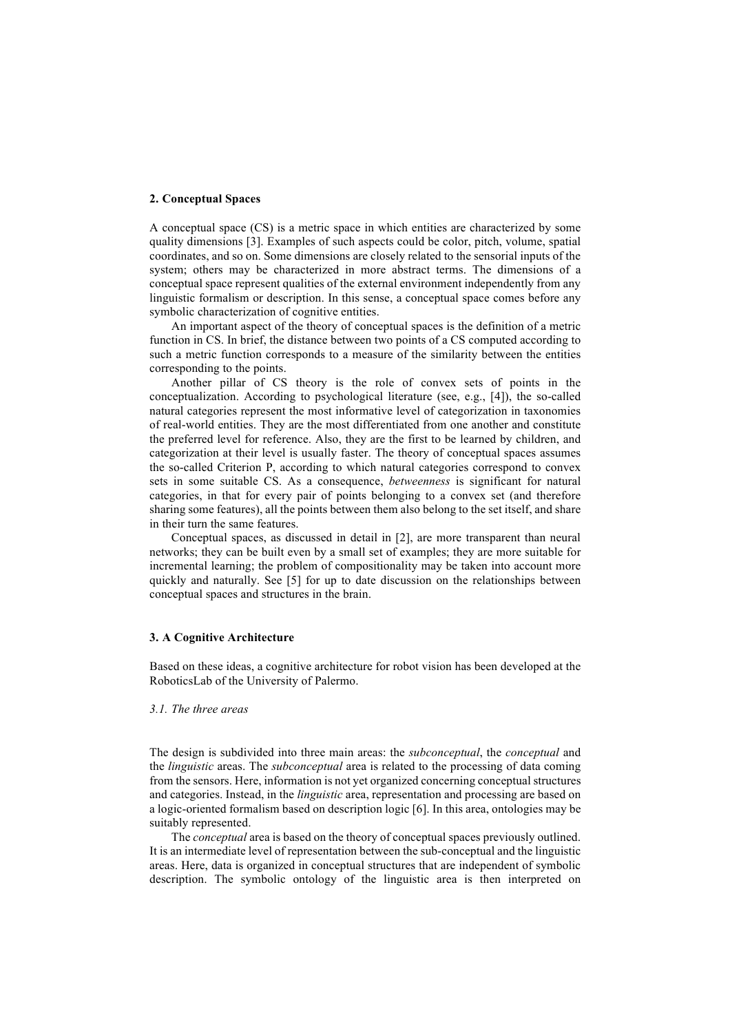## 2. Conceptual Spaces

A conceptual space (CS) is a metric space in which entities are characterized by some quality dimensions [3]. Examples of such aspects could be color, pitch, volume, spatial coordinates, and so on. Some dimensions are closely related to the sensorial inputs of the system; others may be characterized in more abstract terms. The dimensions of a conceptual space represent qualities of the external environment independently from any linguistic formalism or description. In this sense, a conceptual space comes before any symbolic characterization of cognitive entities.

An important aspect of the theory of conceptual spaces is the definition of a metric function in CS. In brief, the distance between two points of a CS computed according to such a metric function corresponds to a measure of the similarity between the entities corresponding to the points.

Another pillar of CS theory is the role of convex sets of points in the conceptualization. According to psychological literature (see, e.g., [4]), the so-called natural categories represent the most informative level of categorization in taxonomies of real-world entities. They are the most differentiated from one another and constitute the preferred level for reference. Also, they are the first to be learned by children, and categorization at their level is usually faster. The theory of conceptual spaces assumes the so-called Criterion P, according to which natural categories correspond to convex sets in some suitable CS. As a consequence, *betweenness* is significant for natural categories, in that for every pair of points belonging to a convex set (and therefore sharing some features), all the points between them also belong to the set itself, and share in their turn the same features.

Conceptual spaces, as discussed in detail in [2], are more transparent than neural networks; they can be built even by a small set of examples; they are more suitable for incremental learning; the problem of compositionality may be taken into account more quickly and naturally. See [5] for up to date discussion on the relationships between conceptual spaces and structures in the brain.

## 3. A Cognitive Architecture

Based on these ideas, a cognitive architecture for robot vision has been developed at the RoboticsLab of the University of Palermo.

### *3.1. The three areas*

The design is subdivided into three main areas: the *subconceptual*, the *conceptual* and the *linguistic* areas. The *subconceptual* area is related to the processing of data coming from the sensors. Here, information is not yet organized concerning conceptual structures and categories. Instead, in the *linguistic* area, representation and processing are based on a logic-oriented formalism based on description logic [6]. In this area, ontologies may be suitably represented.

The *conceptual* area is based on the theory of conceptual spaces previously outlined. It is an intermediate level of representation between the sub-conceptual and the linguistic areas. Here, data is organized in conceptual structures that are independent of symbolic description. The symbolic ontology of the linguistic area is then interpreted on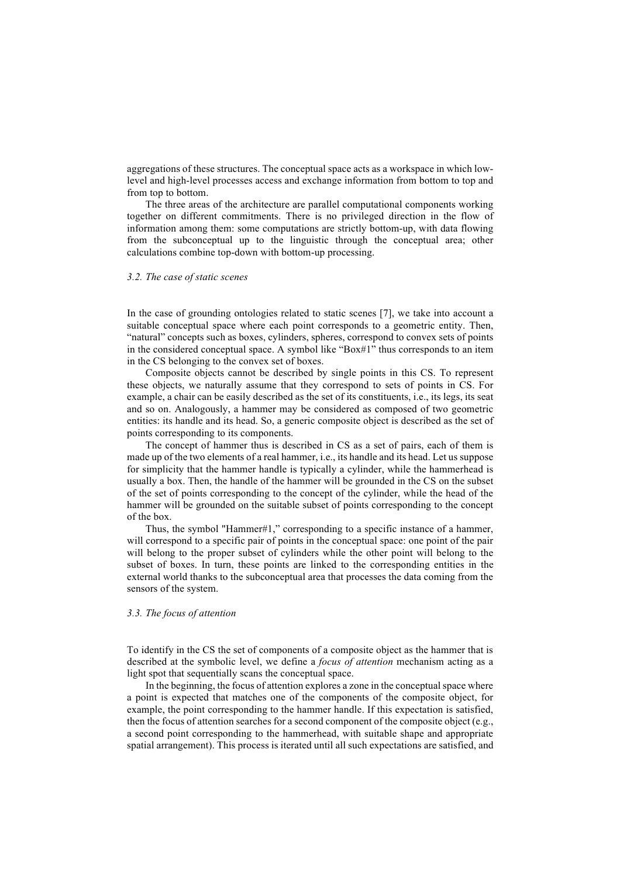aggregations of these structures. The conceptual space acts as a workspace in which low-level and high-level processes access and exchange information from bottom to top and from top to bottom.

The three areas of the architecture are parallel computational components working together on different commitments. There is no privileged direction in the flow of information among them: some computations are strictly bottom-up, with data flowing from the subconceptual up to the linguistic through the conceptual area; other calculations combine top-down with bottom-up processing.

### *3.2. The case of static scenes*

In the case of grounding ontologies related to static scenes [7], we take into account a suitable conceptual space where each point corresponds to a geometric entity. Then, "natural" concepts such as boxes, cylinders, spheres, correspond to convex sets of points in the considered conceptual space. A symbol like "Box#1" thus corresponds to an item in the CS belonging to the convex set of boxes.

Composite objects cannot be described by single points in this CS. To represent these objects, we naturally assume that they correspond to sets of points in CS. For example, a chair can be easily described as the set of its constituents, i.e., its legs, its seat and so on. Analogously, a hammer may be considered as composed of two geometric entities: its handle and its head. So, a generic composite object is described as the set of points corresponding to its components.

The concept of hammer thus is described in CS as a set of pairs, each of them is made up of the two elements of a real hammer, i.e., its handle and its head. Let us suppose for simplicity that the hammer handle is typically a cylinder, while the hammerhead is usually a box. Then, the handle of the hammer will be grounded in the CS on the subset of the set of points corresponding to the concept of the cylinder, while the head of the hammer will be grounded on the suitable subset of points corresponding to the concept of the box.

Thus, the symbol "Hammer#1," corresponding to a specific instance of a hammer, will correspond to a specific pair of points in the conceptual space: one point of the pair will belong to the proper subset of cylinders while the other point will belong to the subset of boxes. In turn, these points are linked to the corresponding entities in the external world thanks to the subconceptual area that processes the data coming from the sensors of the system.

### *3.3. The focus of attention*

To identify in the CS the set of components of a composite object as the hammer that is described at the symbolic level, we define a *focus of attention* mechanism acting as a light spot that sequentially scans the conceptual space.

In the beginning, the focus of attention explores a zone in the conceptual space where a point is expected that matches one of the components of the composite object, for example, the point corresponding to the hammer handle. If this expectation is satisfied, then the focus of attention searches for a second component of the composite object (e.g., a second point corresponding to the hammerhead, with suitable shape and appropriate spatial arrangement). This process is iterated until all such expectations are satisfied, and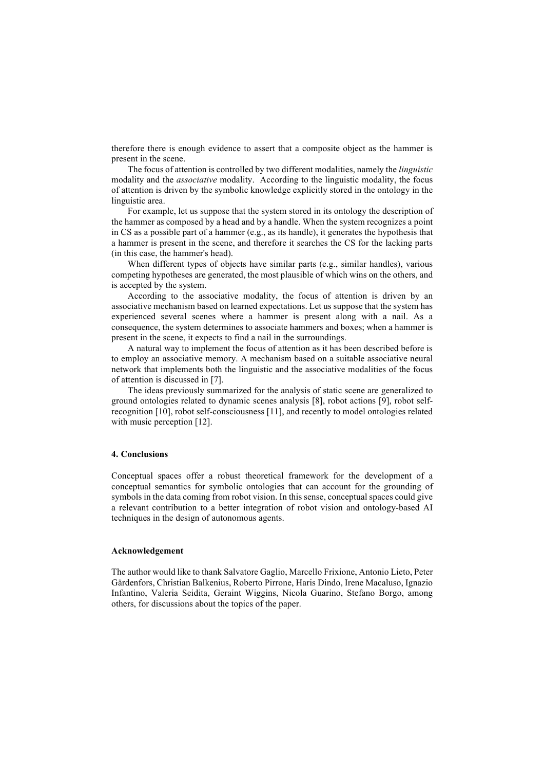therefore there is enough evidence to assert that a composite object as the hammer is present in the scene.

The focus of attention is controlled by two different modalities, namely the *linguistic* modality and the *associative* modality. According to the linguistic modality, the focus of attention is driven by the symbolic knowledge explicitly stored in the ontology in the linguistic area.

For example, let us suppose that the system stored in its ontology the description of the hammer as composed by a head and by a handle. When the system recognizes a point in CS as a possible part of a hammer (e.g., as its handle), it generates the hypothesis that a hammer is present in the scene, and therefore it searches the CS for the lacking parts (in this case, the hammer's head).

When different types of objects have similar parts (e.g., similar handles), various competing hypotheses are generated, the most plausible of which wins on the others, and is accepted by the system.

According to the associative modality, the focus of attention is driven by an associative mechanism based on learned expectations. Let us suppose that the system has experienced several scenes where a hammer is present along with a nail. As a consequence, the system determines to associate hammers and boxes; when a hammer is present in the scene, it expects to find a nail in the surroundings.

A natural way to implement the focus of attention as it has been described before is to employ an associative memory. A mechanism based on a suitable associative neural network that implements both the linguistic and the associative modalities of the focus of attention is discussed in [7].

The ideas previously summarized for the analysis of static scene are generalized to ground ontologies related to dynamic scenes analysis [8], robot actions [9], robot self-recognition [10], robot self-consciousness [11], and recently to model ontologies related with music perception [12].

## 4. Conclusions

Conceptual spaces offer a robust theoretical framework for the development of a conceptual semantics for symbolic ontologies that can account for the grounding of symbols in the data coming from robot vision. In this sense, conceptual spaces could give a relevant contribution to a better integration of robot vision and ontology-based AI techniques in the design of autonomous agents.

## Acknowledgement

The author would like to thank Salvatore Gaglio, Marcello Frixione, Antonio Lieto, Peter Gärdenfors, Christian Balkenius, Roberto Pirrone, Haris Dindo, Irene Macaluso, Ignazio Infantino, Valeria Seidita, Geraint Wiggins, Nicola Guarino, Stefano Borgo, among others, for discussions about the topics of the paper.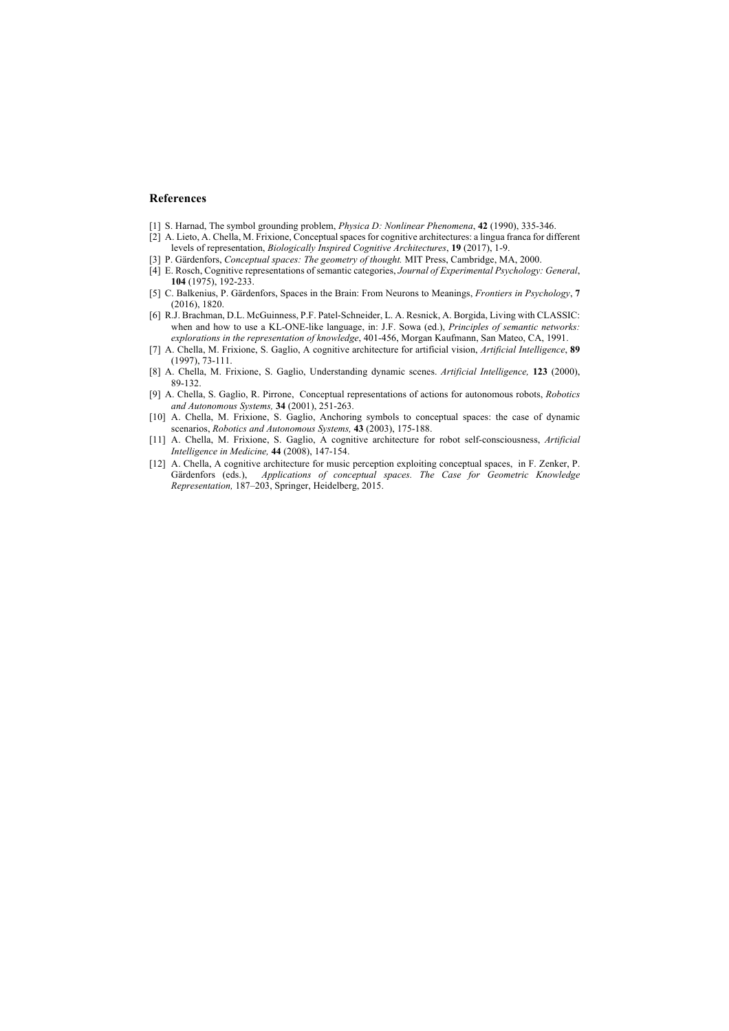## References

[1] S. Harnad, The symbol grounding problem, *Physica D: Nonlinear Phenomena*, **42** (1990), 335-346.

[2] A. Lieto, A. Chella, M. Frixione, Conceptual spaces for cognitive architectures: a lingua franca for different levels of representation, *Biologically Inspired Cognitive Architectures*, **19** (2017), 1-9.

[3] P. Gärdenfors, *Conceptual spaces: The geometry of thought.* MIT Press, Cambridge, MA, 2000.

[4] E. Rosch, Cognitive representations of semantic categories, *Journal of Experimental Psychology: General*, **104** (1975), 192-233.

[5] C. Balkenius, P. Gärdenfors, Spaces in the Brain: From Neurons to Meanings, *Frontiers in Psychology*, **7** (2016), 1820.

[6] R.J. Brachman, D.L. McGuinness, P.F. Patel-Schneider, L. A. Resnick, A. Borgida, Living with CLASSIC: when and how to use a KL-ONE-like language, in: J.F. Sowa (ed.), *Principles of semantic networks: explorations in the representation of knowledge*, 401-456, Morgan Kaufmann, San Mateo, CA, 1991.

[7] A. Chella, M. Frixione, S. Gaglio, A cognitive architecture for artificial vision, *Artificial Intelligence*, **89** (1997), 73-111.

[8] A. Chella, M. Frixione, S. Gaglio, Understanding dynamic scenes. *Artificial Intelligence,* **123** (2000), 89-132.

[9] A. Chella, S. Gaglio, R. Pirrone, Conceptual representations of actions for autonomous robots, *Robotics and Autonomous Systems,* **34** (2001), 251-263.

[10] A. Chella, M. Frixione, S. Gaglio, Anchoring symbols to conceptual spaces: the case of dynamic scenarios, *Robotics and Autonomous Systems,* **43** (2003), 175-188.

[11] A. Chella, M. Frixione, S. Gaglio, A cognitive architecture for robot self-consciousness, *Artificial Intelligence in Medicine,* **44** (2008), 147-154.

[12] A. Chella, A cognitive architecture for music perception exploiting conceptual spaces, in F. Zenker, P. Gärdenfors (eds.), *Applications of conceptual spaces. The Case for Geometric Knowledge Representation,* 187–203, Springer, Heidelberg, 2015.